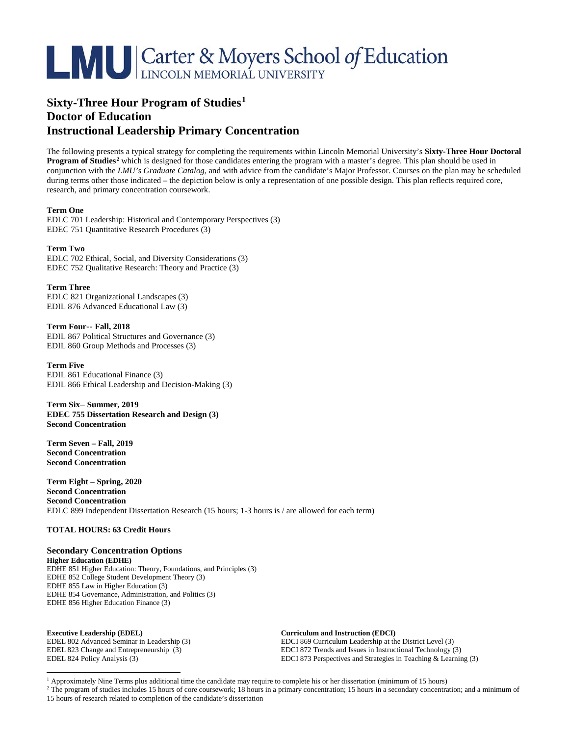**LMU** | Carter & Moyers School *of* Education
LINCOLN MEMORIAL UNIVERSITY

# Sixty-Three Hour Program of Studies[1]
# Doctor of Education
# Instructional Leadership Primary Concentration

The following presents a typical strategy for completing the requirements within Lincoln Memorial University's **Sixty-Three Hour Doctoral Program of Studies[2]** which is designed for those candidates entering the program with a master's degree. This plan should be used in conjunction with the *LMU's Graduate Catalog*, and with advice from the candidate's Major Professor. Courses on the plan may be scheduled during terms other those indicated – the depiction below is only a representation of one possible design. This plan reflects required core, research, and primary concentration coursework.

**Term One**
EDLC 701 Leadership: Historical and Contemporary Perspectives (3)
EDEC 751 Quantitative Research Procedures (3)

**Term Two**
EDLC 702 Ethical, Social, and Diversity Considerations (3)
EDEC 752 Qualitative Research: Theory and Practice (3)

**Term Three**
EDLC 821 Organizational Landscapes (3)
EDIL 876 Advanced Educational Law (3)

**Term Four-- Fall, 2018**
EDIL 867 Political Structures and Governance (3)
EDIL 860 Group Methods and Processes (3)

**Term Five**
EDIL 861 Educational Finance (3)
EDIL 866 Ethical Leadership and Decision-Making (3)

**Term Six– Summer, 2019**
**EDEC 755 Dissertation Research and Design (3)**
**Second Concentration**

**Term Seven – Fall, 2019**
**Second Concentration**
**Second Concentration**

**Term Eight – Spring, 2020**
**Second Concentration**
**Second Concentration**
EDLC 899 Independent Dissertation Research (15 hours; 1-3 hours is / are allowed for each term)

**TOTAL HOURS: 63 Credit Hours**

## Secondary Concentration Options

**Higher Education (EDHE)**
EDHE 851 Higher Education: Theory, Foundations, and Principles (3)
EDHE 852 College Student Development Theory (3)
EDHE 855 Law in Higher Education (3)
EDHE 854 Governance, Administration, and Politics (3)
EDHE 856 Higher Education Finance (3)

**Executive Leadership (EDEL)**
EDEL 802 Advanced Seminar in Leadership (3)
EDEL 823 Change and Entrepreneurship (3)
EDEL 824 Policy Analysis (3)

**Curriculum and Instruction (EDCI)**
EDCI 869 Curriculum Leadership at the District Level (3)
EDCI 872 Trends and Issues in Instructional Technology (3)
EDCI 873 Perspectives and Strategies in Teaching & Learning (3)

[1] Approximately Nine Terms plus additional time the candidate may require to complete his or her dissertation (minimum of 15 hours)

[2] The program of studies includes 15 hours of core coursework; 18 hours in a primary concentration; 15 hours in a secondary concentration; and a minimum of 15 hours of research related to completion of the candidate's dissertation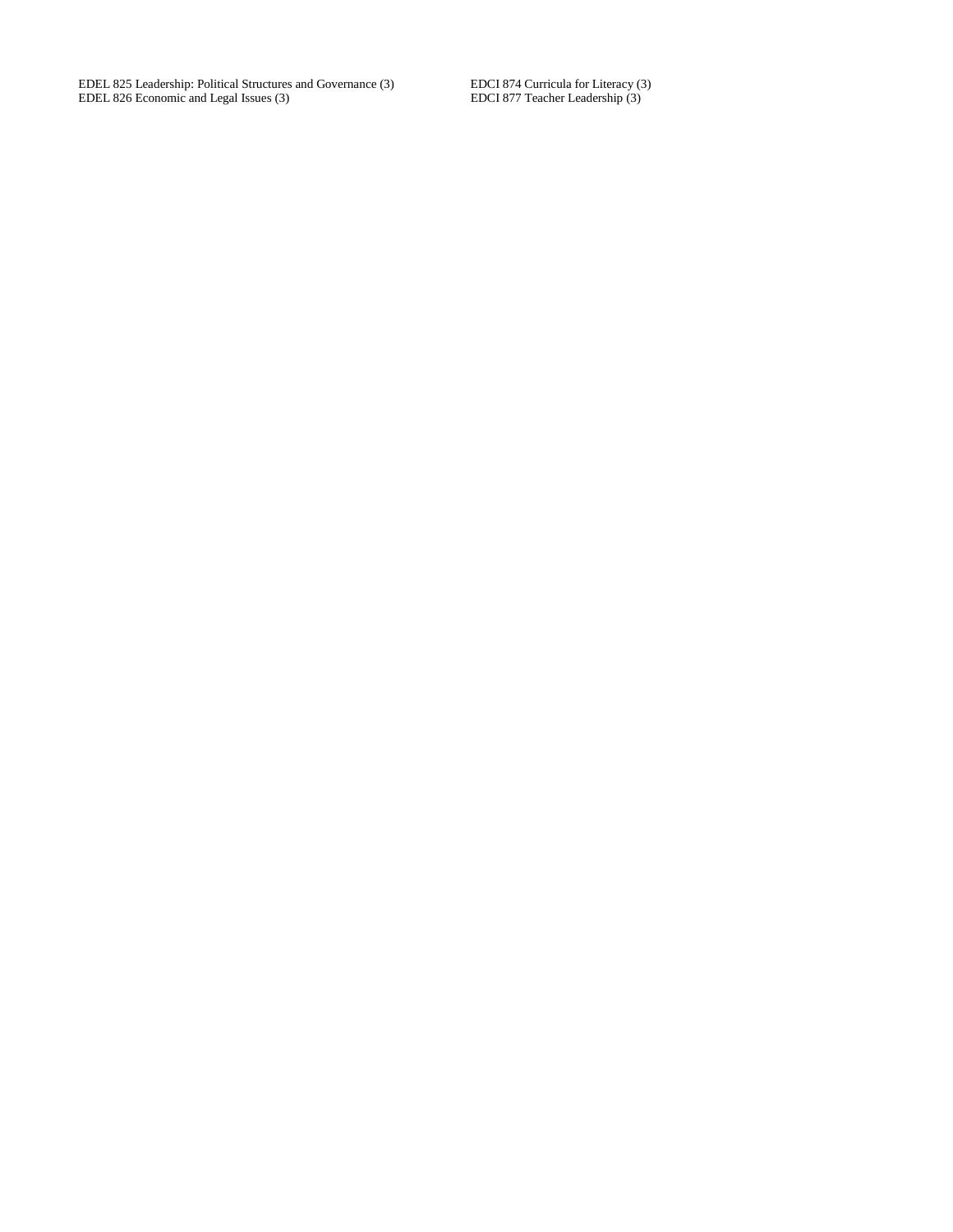EDEL 825 Leadership: Political Structures and Governance (3)
EDEL 826 Economic and Legal Issues (3)

EDCI 874 Curricula for Literacy (3)
EDCI 877 Teacher Leadership (3)